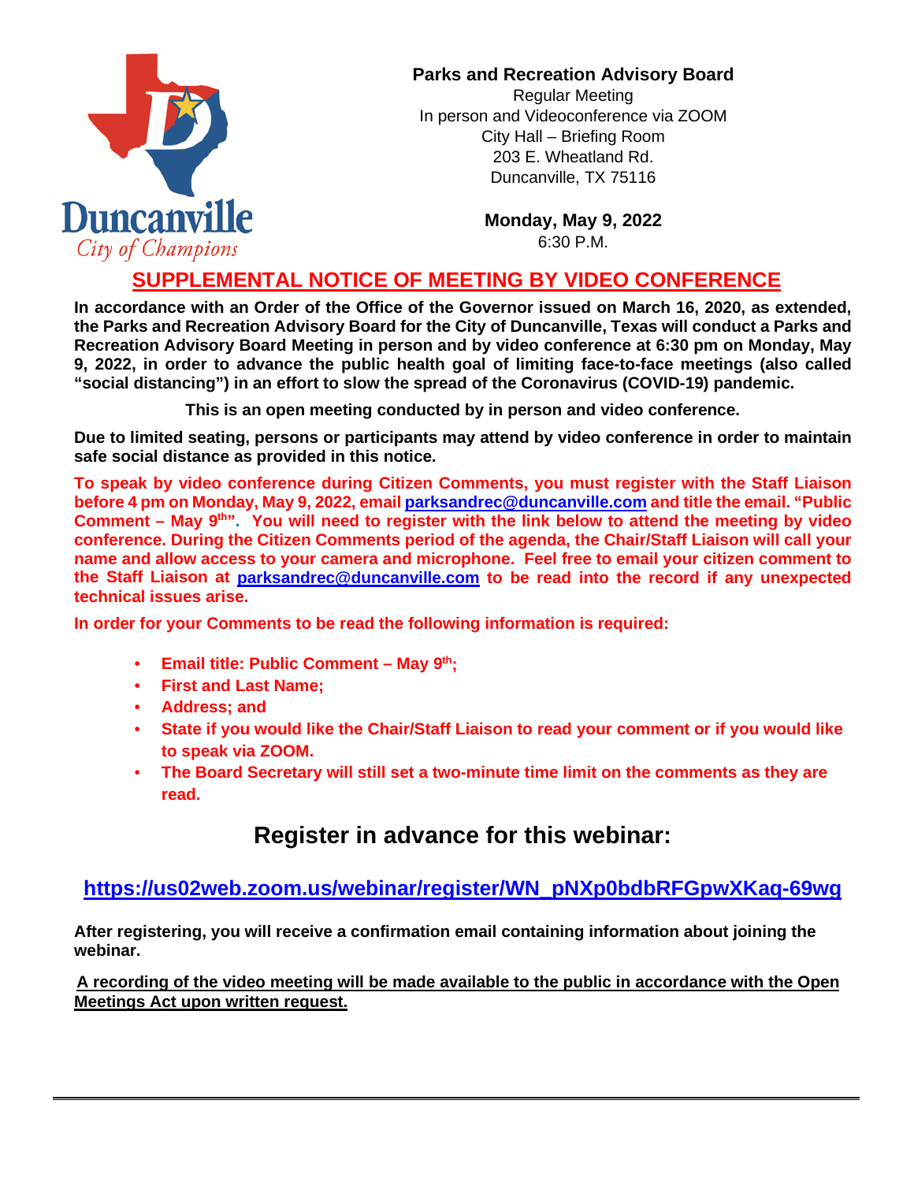Duncanville
City of Champions

**Parks and Recreation Advisory Board**
Regular Meeting
In person and Videoconference via ZOOM
City Hall – Briefing Room
203 E. Wheatland Rd.
Duncanville, TX 75116

**Monday, May 9, 2022**
6:30 P.M.

## SUPPLEMENTAL NOTICE OF MEETING BY VIDEO CONFERENCE

**In accordance with an Order of the Office of the Governor issued on March 16, 2020, as extended, the Parks and Recreation Advisory Board for the City of Duncanville, Texas will conduct a Parks and Recreation Advisory Board Meeting in person and by video conference at 6:30 pm on Monday, May 9, 2022, in order to advance the public health goal of limiting face-to-face meetings (also called "social distancing") in an effort to slow the spread of the Coronavirus (COVID-19) pandemic.**

**This is an open meeting conducted by in person and video conference.**

**Due to limited seating, persons or participants may attend by video conference in order to maintain safe social distance as provided in this notice.**

**To speak by video conference during Citizen Comments, you must register with the Staff Liaison before 4 pm on Monday, May 9, 2022, email parksandrec@duncanville.com and title the email. "Public Comment – May 9th". You will need to register with the link below to attend the meeting by video conference. During the Citizen Comments period of the agenda, the Chair/Staff Liaison will call your name and allow access to your camera and microphone. Feel free to email your citizen comment to the Staff Liaison at parksandrec@duncanville.com to be read into the record if any unexpected technical issues arise.**

**In order for your Comments to be read the following information is required:**

- **Email title: Public Comment – May 9th;**
- **First and Last Name;**
- **Address; and**
- **State if you would like the Chair/Staff Liaison to read your comment or if you would like to speak via ZOOM.**
- **The Board Secretary will still set a two-minute time limit on the comments as they are read.**

## Register in advance for this webinar:

### https://us02web.zoom.us/webinar/register/WN_pNXp0bdbRFGpwXKaq-69wg

**After registering, you will receive a confirmation email containing information about joining the webinar.**

**A recording of the video meeting will be made available to the public in accordance with the Open Meetings Act upon written request.**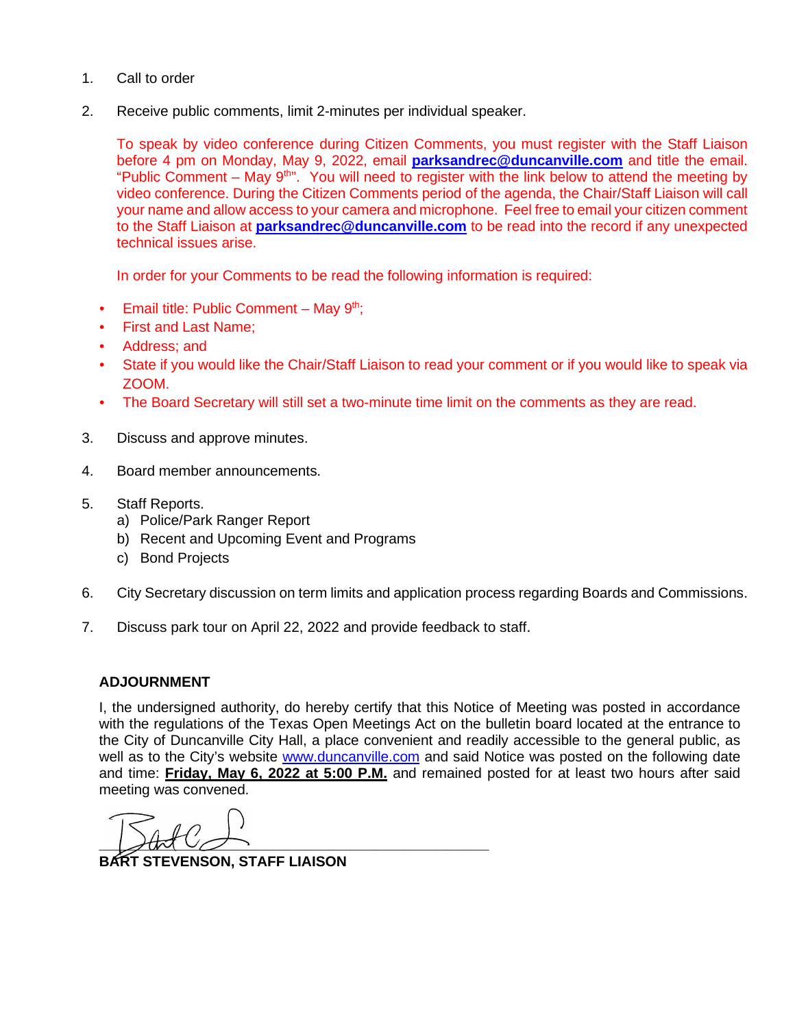1. Call to order

2. Receive public comments, limit 2-minutes per individual speaker.

   To speak by video conference during Citizen Comments, you must register with the Staff Liaison before 4 pm on Monday, May 9, 2022, email **parksandrec@duncanville.com** and title the email. "Public Comment – May 9th". You will need to register with the link below to attend the meeting by video conference. During the Citizen Comments period of the agenda, the Chair/Staff Liaison will call your name and allow access to your camera and microphone. Feel free to email your citizen comment to the Staff Liaison at **parksandrec@duncanville.com** to be read into the record if any unexpected technical issues arise.

   In order for your Comments to be read the following information is required:

   - Email title: Public Comment – May 9th;
   - First and Last Name;
   - Address; and
   - State if you would like the Chair/Staff Liaison to read your comment or if you would like to speak via ZOOM.
   - The Board Secretary will still set a two-minute time limit on the comments as they are read.

3. Discuss and approve minutes.

4. Board member announcements.

5. Staff Reports.
   a) Police/Park Ranger Report
   b) Recent and Upcoming Event and Programs
   c) Bond Projects

6. City Secretary discussion on term limits and application process regarding Boards and Commissions.

7. Discuss park tour on April 22, 2022 and provide feedback to staff.

**ADJOURNMENT**

I, the undersigned authority, do hereby certify that this Notice of Meeting was posted in accordance with the regulations of the Texas Open Meetings Act on the bulletin board located at the entrance to the City of Duncanville City Hall, a place convenient and readily accessible to the general public, as well as to the City's website www.duncanville.com and said Notice was posted on the following date and time: **Friday, May 6, 2022 at 5:00 P.M.** and remained posted for at least two hours after said meeting was convened.

**BART STEVENSON, STAFF LIAISON**